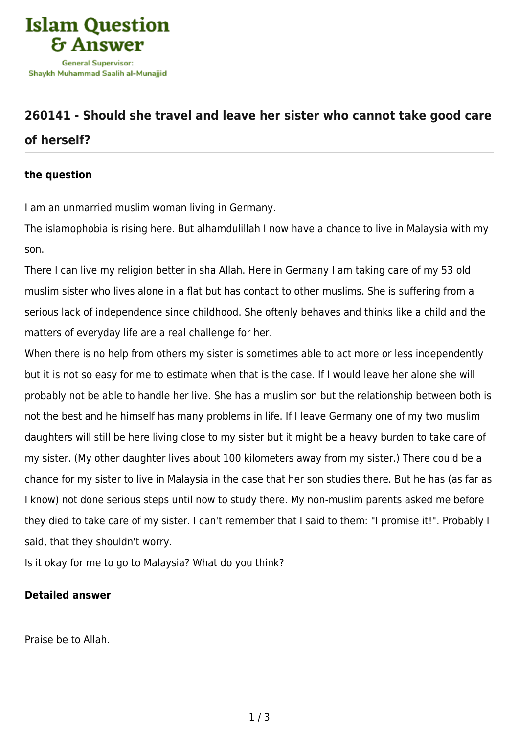Islam Question & Answer

General Supervisor: Shaykh Muhammad Saalih al-Munajjid

## 260141 - Should she travel and leave her sister who cannot take good care of herself?

### the question

I am an unmarried muslim woman living in Germany.

The islamophobia is rising here. But alhamdulillah I now have a chance to live in Malaysia with my son.

There I can live my religion better in sha Allah. Here in Germany I am taking care of my 53 old muslim sister who lives alone in a flat but has contact to other muslims. She is suffering from a serious lack of independence since childhood. She oftenly behaves and thinks like a child and the matters of everyday life are a real challenge for her.

When there is no help from others my sister is sometimes able to act more or less independently but it is not so easy for me to estimate when that is the case. If I would leave her alone she will probably not be able to handle her live. She has a muslim son but the relationship between both is not the best and he himself has many problems in life. If I leave Germany one of my two muslim daughters will still be here living close to my sister but it might be a heavy burden to take care of my sister. (My other daughter lives about 100 kilometers away from my sister.) There could be a chance for my sister to live in Malaysia in the case that her son studies there. But he has (as far as I know) not done serious steps until now to study there. My non-muslim parents asked me before they died to take care of my sister. I can't remember that I said to them: "I promise it!". Probably I said, that they shouldn't worry.

Is it okay for me to go to Malaysia? What do you think?

### Detailed answer

Praise be to Allah.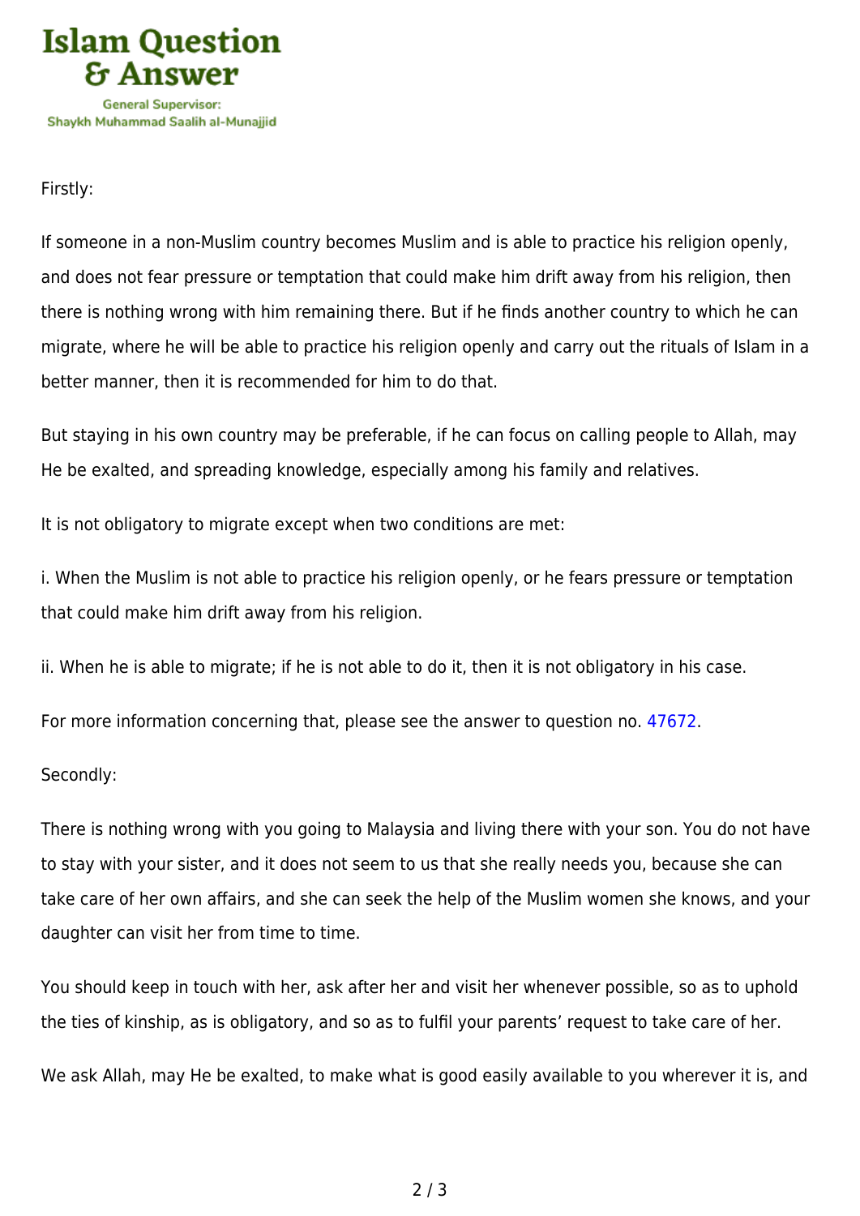Firstly:

If someone in a non-Muslim country becomes Muslim and is able to practice his religion openly, and does not fear pressure or temptation that could make him drift away from his religion, then there is nothing wrong with him remaining there. But if he finds another country to which he can migrate, where he will be able to practice his religion openly and carry out the rituals of Islam in a better manner, then it is recommended for him to do that.

But staying in his own country may be preferable, if he can focus on calling people to Allah, may He be exalted, and spreading knowledge, especially among his family and relatives.

It is not obligatory to migrate except when two conditions are met:

i. When the Muslim is not able to practice his religion openly, or he fears pressure or temptation that could make him drift away from his religion.

ii. When he is able to migrate; if he is not able to do it, then it is not obligatory in his case.

For more information concerning that, please see the answer to question no. 47672.

Secondly:

There is nothing wrong with you going to Malaysia and living there with your son. You do not have to stay with your sister, and it does not seem to us that she really needs you, because she can take care of her own affairs, and she can seek the help of the Muslim women she knows, and your daughter can visit her from time to time.

You should keep in touch with her, ask after her and visit her whenever possible, so as to uphold the ties of kinship, as is obligatory, and so as to fulfil your parents' request to take care of her.

We ask Allah, may He be exalted, to make what is good easily available to you wherever it is, and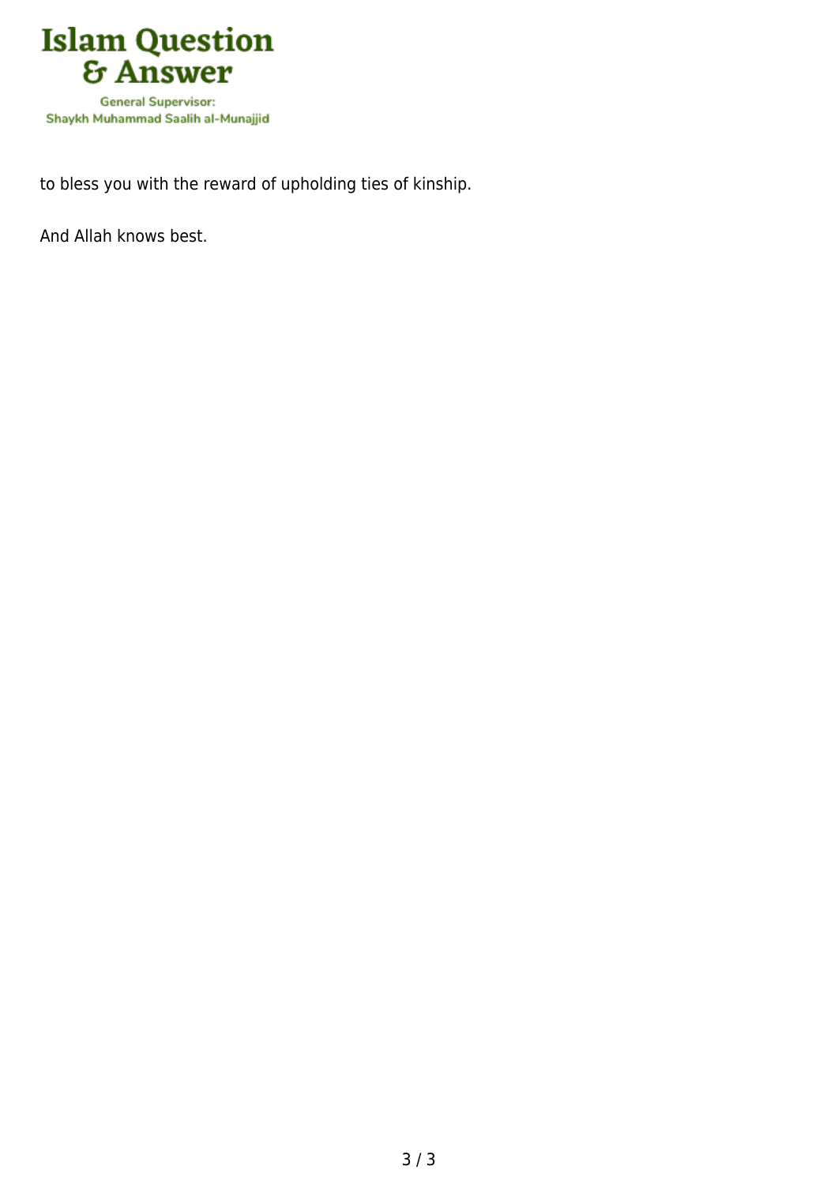to bless you with the reward of upholding ties of kinship.

And Allah knows best.